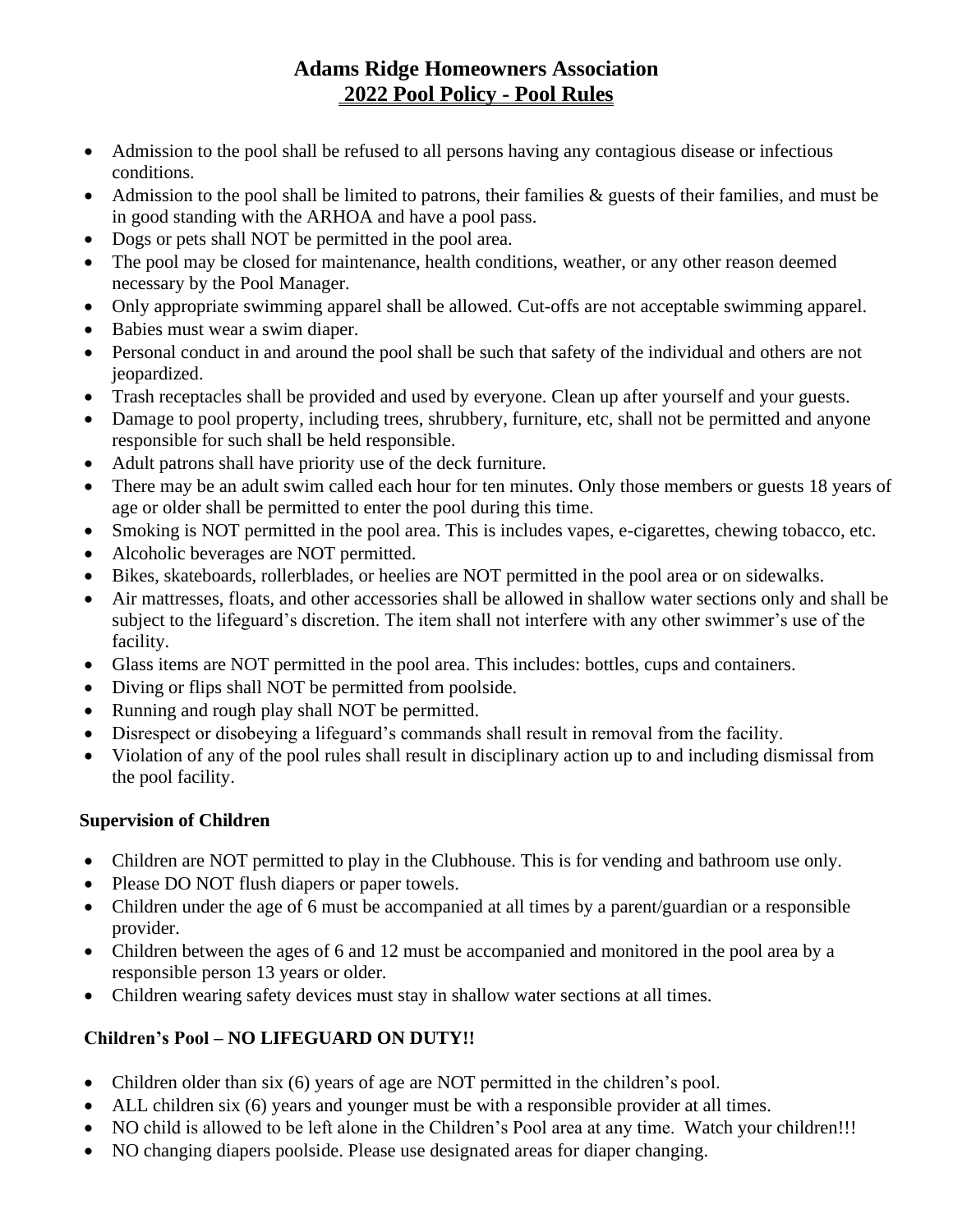# Adams Ridge Homeowners Association
## 2022 Pool Policy - Pool Rules

- Admission to the pool shall be refused to all persons having any contagious disease or infectious conditions.
- Admission to the pool shall be limited to patrons, their families & guests of their families, and must be in good standing with the ARHOA and have a pool pass.
- Dogs or pets shall NOT be permitted in the pool area.
- The pool may be closed for maintenance, health conditions, weather, or any other reason deemed necessary by the Pool Manager.
- Only appropriate swimming apparel shall be allowed. Cut-offs are not acceptable swimming apparel.
- Babies must wear a swim diaper.
- Personal conduct in and around the pool shall be such that safety of the individual and others are not jeopardized.
- Trash receptacles shall be provided and used by everyone. Clean up after yourself and your guests.
- Damage to pool property, including trees, shrubbery, furniture, etc, shall not be permitted and anyone responsible for such shall be held responsible.
- Adult patrons shall have priority use of the deck furniture.
- There may be an adult swim called each hour for ten minutes. Only those members or guests 18 years of age or older shall be permitted to enter the pool during this time.
- Smoking is NOT permitted in the pool area. This is includes vapes, e-cigarettes, chewing tobacco, etc.
- Alcoholic beverages are NOT permitted.
- Bikes, skateboards, rollerblades, or heelies are NOT permitted in the pool area or on sidewalks.
- Air mattresses, floats, and other accessories shall be allowed in shallow water sections only and shall be subject to the lifeguard's discretion. The item shall not interfere with any other swimmer's use of the facility.
- Glass items are NOT permitted in the pool area. This includes: bottles, cups and containers.
- Diving or flips shall NOT be permitted from poolside.
- Running and rough play shall NOT be permitted.
- Disrespect or disobeying a lifeguard's commands shall result in removal from the facility.
- Violation of any of the pool rules shall result in disciplinary action up to and including dismissal from the pool facility.

### Supervision of Children

- Children are NOT permitted to play in the Clubhouse. This is for vending and bathroom use only.
- Please DO NOT flush diapers or paper towels.
- Children under the age of 6 must be accompanied at all times by a parent/guardian or a responsible provider.
- Children between the ages of 6 and 12 must be accompanied and monitored in the pool area by a responsible person 13 years or older.
- Children wearing safety devices must stay in shallow water sections at all times.

### Children's Pool – NO LIFEGUARD ON DUTY!!

- Children older than six (6) years of age are NOT permitted in the children's pool.
- ALL children six (6) years and younger must be with a responsible provider at all times.
- NO child is allowed to be left alone in the Children's Pool area at any time. Watch your children!!!
- NO changing diapers poolside. Please use designated areas for diaper changing.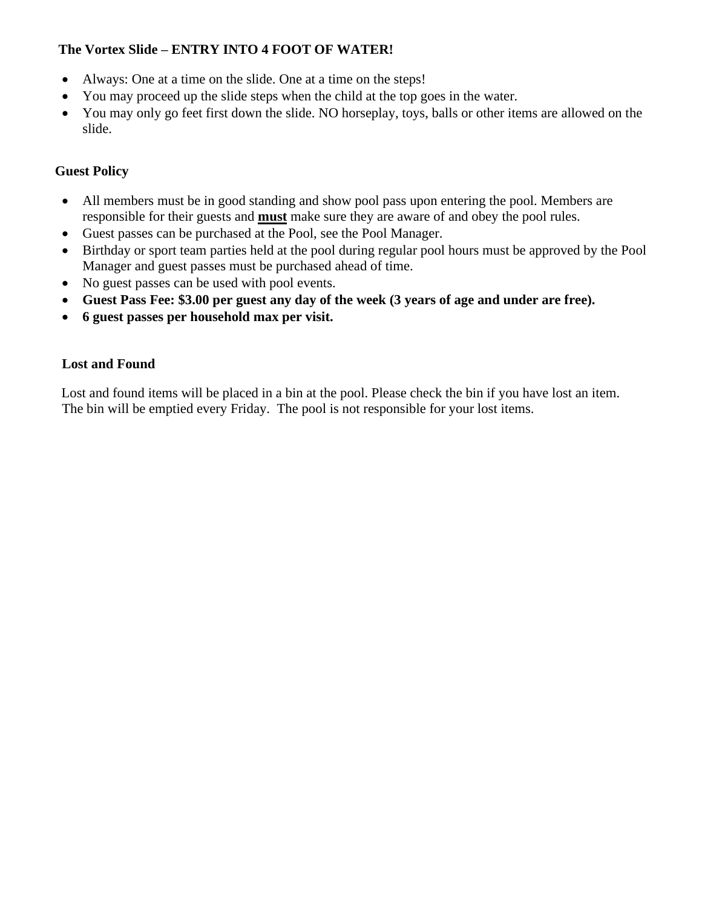**The Vortex Slide – ENTRY INTO 4 FOOT OF WATER!**

- Always: One at a time on the slide. One at a time on the steps!
- You may proceed up the slide steps when the child at the top goes in the water.
- You may only go feet first down the slide. NO horseplay, toys, balls or other items are allowed on the slide.

**Guest Policy**

- All members must be in good standing and show pool pass upon entering the pool. Members are responsible for their guests and **<u>must</u>** make sure they are aware of and obey the pool rules.
- Guest passes can be purchased at the Pool, see the Pool Manager.
- Birthday or sport team parties held at the pool during regular pool hours must be approved by the Pool Manager and guest passes must be purchased ahead of time.
- No guest passes can be used with pool events.
- **Guest Pass Fee: $3.00 per guest any day of the week (3 years of age and under are free).**
- **6 guest passes per household max per visit.**

**Lost and Found**

Lost and found items will be placed in a bin at the pool. Please check the bin if you have lost an item. The bin will be emptied every Friday. The pool is not responsible for your lost items.